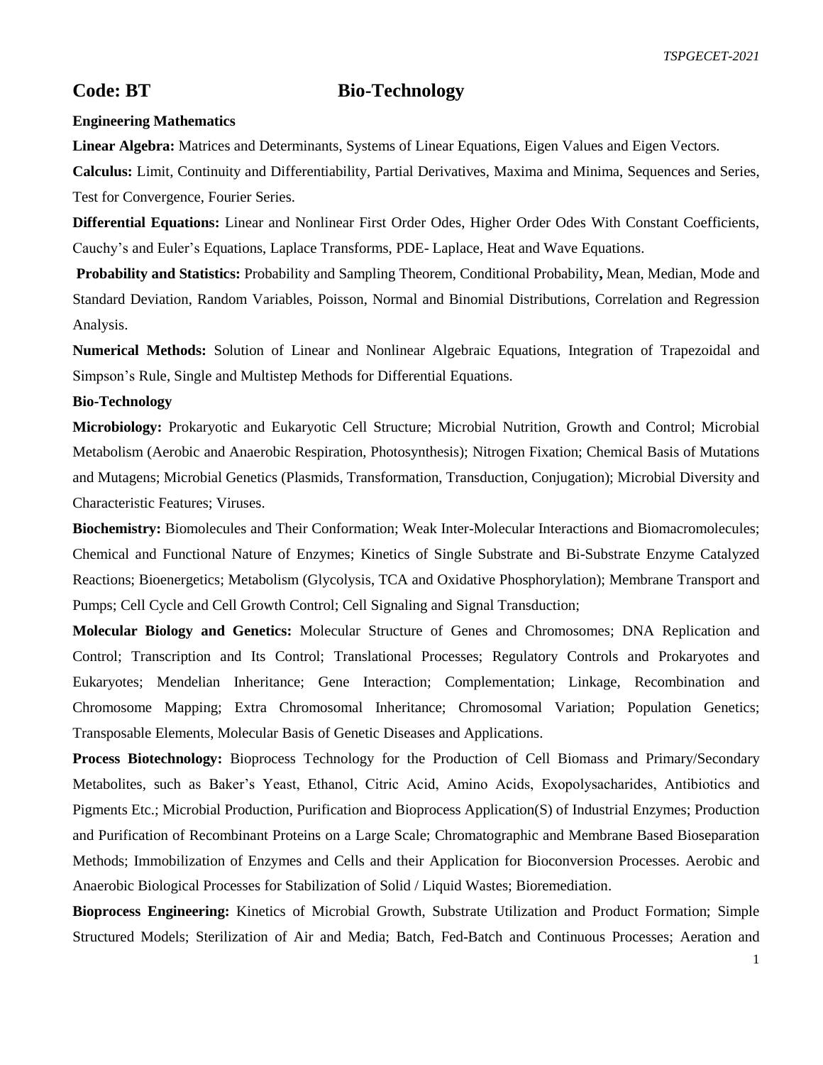## Code: BT Bio-Technology

**Engineering Mathematics**

**Linear Algebra:** Matrices and Determinants, Systems of Linear Equations, Eigen Values and Eigen Vectors.

**Calculus:** Limit, Continuity and Differentiability, Partial Derivatives, Maxima and Minima, Sequences and Series, Test for Convergence, Fourier Series.

**Differential Equations:** Linear and Nonlinear First Order Odes, Higher Order Odes With Constant Coefficients, Cauchy's and Euler's Equations, Laplace Transforms, PDE- Laplace, Heat and Wave Equations.

**Probability and Statistics:** Probability and Sampling Theorem, Conditional Probability**,** Mean, Median, Mode and Standard Deviation, Random Variables, Poisson, Normal and Binomial Distributions, Correlation and Regression Analysis.

**Numerical Methods:** Solution of Linear and Nonlinear Algebraic Equations, Integration of Trapezoidal and Simpson's Rule, Single and Multistep Methods for Differential Equations.

**Bio-Technology**

**Microbiology:** Prokaryotic and Eukaryotic Cell Structure; Microbial Nutrition, Growth and Control; Microbial Metabolism (Aerobic and Anaerobic Respiration, Photosynthesis); Nitrogen Fixation; Chemical Basis of Mutations and Mutagens; Microbial Genetics (Plasmids, Transformation, Transduction, Conjugation); Microbial Diversity and Characteristic Features; Viruses.

**Biochemistry:** Biomolecules and Their Conformation; Weak Inter-Molecular Interactions and Biomacromolecules; Chemical and Functional Nature of Enzymes; Kinetics of Single Substrate and Bi-Substrate Enzyme Catalyzed Reactions; Bioenergetics; Metabolism (Glycolysis, TCA and Oxidative Phosphorylation); Membrane Transport and Pumps; Cell Cycle and Cell Growth Control; Cell Signaling and Signal Transduction;

**Molecular Biology and Genetics:** Molecular Structure of Genes and Chromosomes; DNA Replication and Control; Transcription and Its Control; Translational Processes; Regulatory Controls and Prokaryotes and Eukaryotes; Mendelian Inheritance; Gene Interaction; Complementation; Linkage, Recombination and Chromosome Mapping; Extra Chromosomal Inheritance; Chromosomal Variation; Population Genetics; Transposable Elements, Molecular Basis of Genetic Diseases and Applications.

**Process Biotechnology:** Bioprocess Technology for the Production of Cell Biomass and Primary/Secondary Metabolites, such as Baker's Yeast, Ethanol, Citric Acid, Amino Acids, Exopolysacharides, Antibiotics and Pigments Etc.; Microbial Production, Purification and Bioprocess Application(S) of Industrial Enzymes; Production and Purification of Recombinant Proteins on a Large Scale; Chromatographic and Membrane Based Bioseparation Methods; Immobilization of Enzymes and Cells and their Application for Bioconversion Processes. Aerobic and Anaerobic Biological Processes for Stabilization of Solid / Liquid Wastes; Bioremediation.

**Bioprocess Engineering:** Kinetics of Microbial Growth, Substrate Utilization and Product Formation; Simple Structured Models; Sterilization of Air and Media; Batch, Fed-Batch and Continuous Processes; Aeration and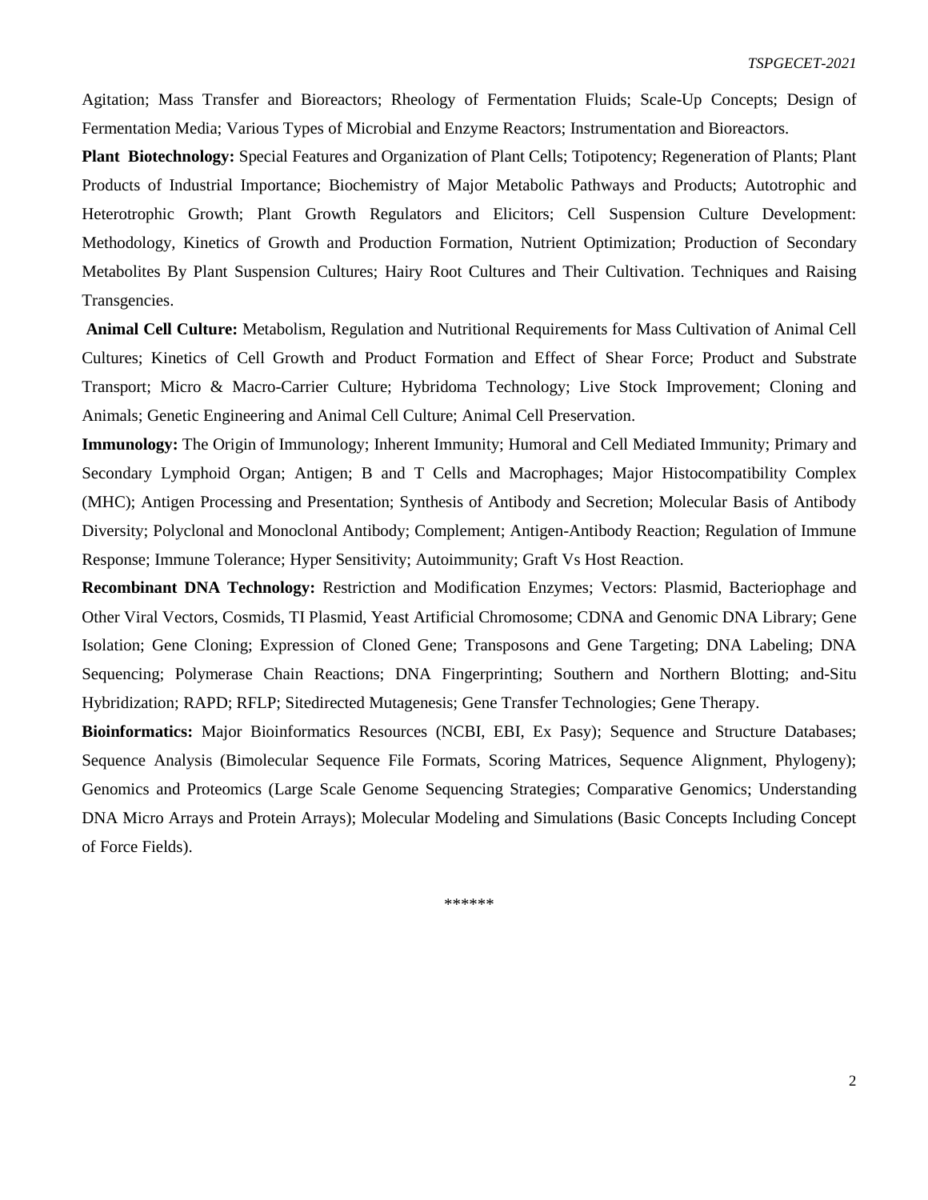Agitation; Mass Transfer and Bioreactors; Rheology of Fermentation Fluids; Scale-Up Concepts; Design of Fermentation Media; Various Types of Microbial and Enzyme Reactors; Instrumentation and Bioreactors.

**Plant Biotechnology:** Special Features and Organization of Plant Cells; Totipotency; Regeneration of Plants; Plant Products of Industrial Importance; Biochemistry of Major Metabolic Pathways and Products; Autotrophic and Heterotrophic Growth; Plant Growth Regulators and Elicitors; Cell Suspension Culture Development: Methodology, Kinetics of Growth and Production Formation, Nutrient Optimization; Production of Secondary Metabolites By Plant Suspension Cultures; Hairy Root Cultures and Their Cultivation. Techniques and Raising Transgencies.

**Animal Cell Culture:** Metabolism, Regulation and Nutritional Requirements for Mass Cultivation of Animal Cell Cultures; Kinetics of Cell Growth and Product Formation and Effect of Shear Force; Product and Substrate Transport; Micro & Macro-Carrier Culture; Hybridoma Technology; Live Stock Improvement; Cloning and Animals; Genetic Engineering and Animal Cell Culture; Animal Cell Preservation.

**Immunology:** The Origin of Immunology; Inherent Immunity; Humoral and Cell Mediated Immunity; Primary and Secondary Lymphoid Organ; Antigen; B and T Cells and Macrophages; Major Histocompatibility Complex (MHC); Antigen Processing and Presentation; Synthesis of Antibody and Secretion; Molecular Basis of Antibody Diversity; Polyclonal and Monoclonal Antibody; Complement; Antigen-Antibody Reaction; Regulation of Immune Response; Immune Tolerance; Hyper Sensitivity; Autoimmunity; Graft Vs Host Reaction.

**Recombinant DNA Technology:** Restriction and Modification Enzymes; Vectors: Plasmid, Bacteriophage and Other Viral Vectors, Cosmids, TI Plasmid, Yeast Artificial Chromosome; CDNA and Genomic DNA Library; Gene Isolation; Gene Cloning; Expression of Cloned Gene; Transposons and Gene Targeting; DNA Labeling; DNA Sequencing; Polymerase Chain Reactions; DNA Fingerprinting; Southern and Northern Blotting; and-Situ Hybridization; RAPD; RFLP; Sitedirected Mutagenesis; Gene Transfer Technologies; Gene Therapy.

**Bioinformatics:** Major Bioinformatics Resources (NCBI, EBI, Ex Pasy); Sequence and Structure Databases; Sequence Analysis (Bimolecular Sequence File Formats, Scoring Matrices, Sequence Alignment, Phylogeny); Genomics and Proteomics (Large Scale Genome Sequencing Strategies; Comparative Genomics; Understanding DNA Micro Arrays and Protein Arrays); Molecular Modeling and Simulations (Basic Concepts Including Concept of Force Fields).

******